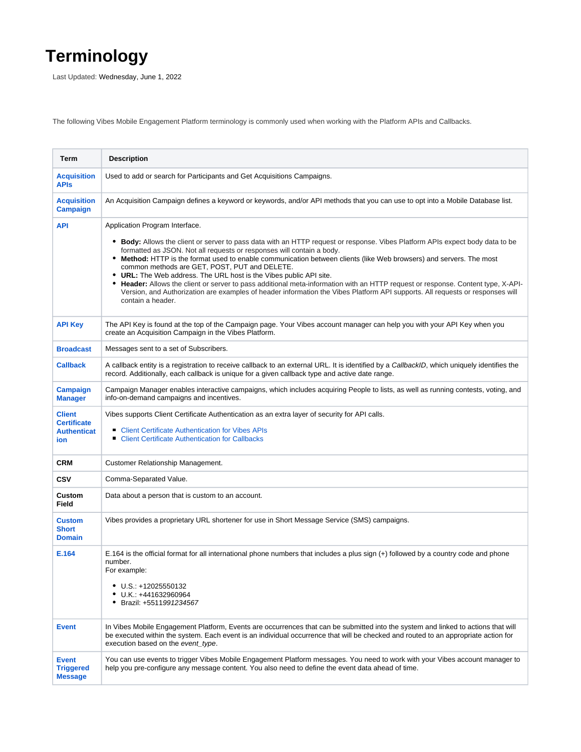# Terminology

Last Updated: Wednesday, June 1, 2022

The following Vibes Mobile Engagement Platform terminology is commonly used when working with the Platform APIs and Callbacks.

| Term | Description |
| --- | --- |
| **Acquisition APIs** | Used to add or search for Participants and Get Acquisitions Campaigns. |
| **Acquisition Campaign** | An Acquisition Campaign defines a keyword or keywords, and/or API methods that you can use to opt into a Mobile Database list. |
| **API** | Application Program Interface.<br><br>• **Body:** Allows the client or server to pass data with an HTTP request or response. Vibes Platform APIs expect body data to be formatted as JSON. Not all requests or responses will contain a body.<br>• **Method:** HTTP is the format used to enable communication between clients (like Web browsers) and servers. The most common methods are GET, POST, PUT and DELETE.<br>• **URL:** The Web address. The URL host is the Vibes public API site.<br>• **Header:** Allows the client or server to pass additional meta-information with an HTTP request or response. Content type, X-API-Version, and Authorization are examples of header information the Vibes Platform API supports. All requests or responses will contain a header. |
| **API Key** | The API Key is found at the top of the Campaign page. Your Vibes account manager can help you with your API Key when you create an Acquisition Campaign in the Vibes Platform. |
| **Broadcast** | Messages sent to a set of Subscribers. |
| **Callback** | A callback entity is a registration to receive callback to an external URL. It is identified by a *CallbackID*, which uniquely identifies the record. Additionally, each callback is unique for a given callback type and active date range. |
| **Campaign Manager** | Campaign Manager enables interactive campaigns, which includes acquiring People to lists, as well as running contests, voting, and info-on-demand campaigns and incentives. |
| **Client Certificate Authentication** | Vibes supports Client Certificate Authentication as an extra layer of security for API calls.<br><br>• Client Certificate Authentication for Vibes APIs<br>• Client Certificate Authentication for Callbacks |
| **CRM** | Customer Relationship Management. |
| **CSV** | Comma-Separated Value. |
| **Custom Field** | Data about a person that is custom to an account. |
| **Custom Short Domain** | Vibes provides a proprietary URL shortener for use in Short Message Service (SMS) campaigns. |
| **E.164** | E.164 is the official format for all international phone numbers that includes a plus sign (+) followed by a country code and phone number.<br>For example:<br><br>• U.S.: +12025550132<br>• U.K.: +441632960964<br>• Brazil: +5511*991234567* |
| **Event** | In Vibes Mobile Engagement Platform, Events are occurrences that can be submitted into the system and linked to actions that will be executed within the system. Each event is an individual occurrence that will be checked and routed to an appropriate action for execution based on the *event_type*. |
| **Event Triggered Message** | You can use events to trigger Vibes Mobile Engagement Platform messages. You need to work with your Vibes account manager to help you pre-configure any message content. You also need to define the event data ahead of time. |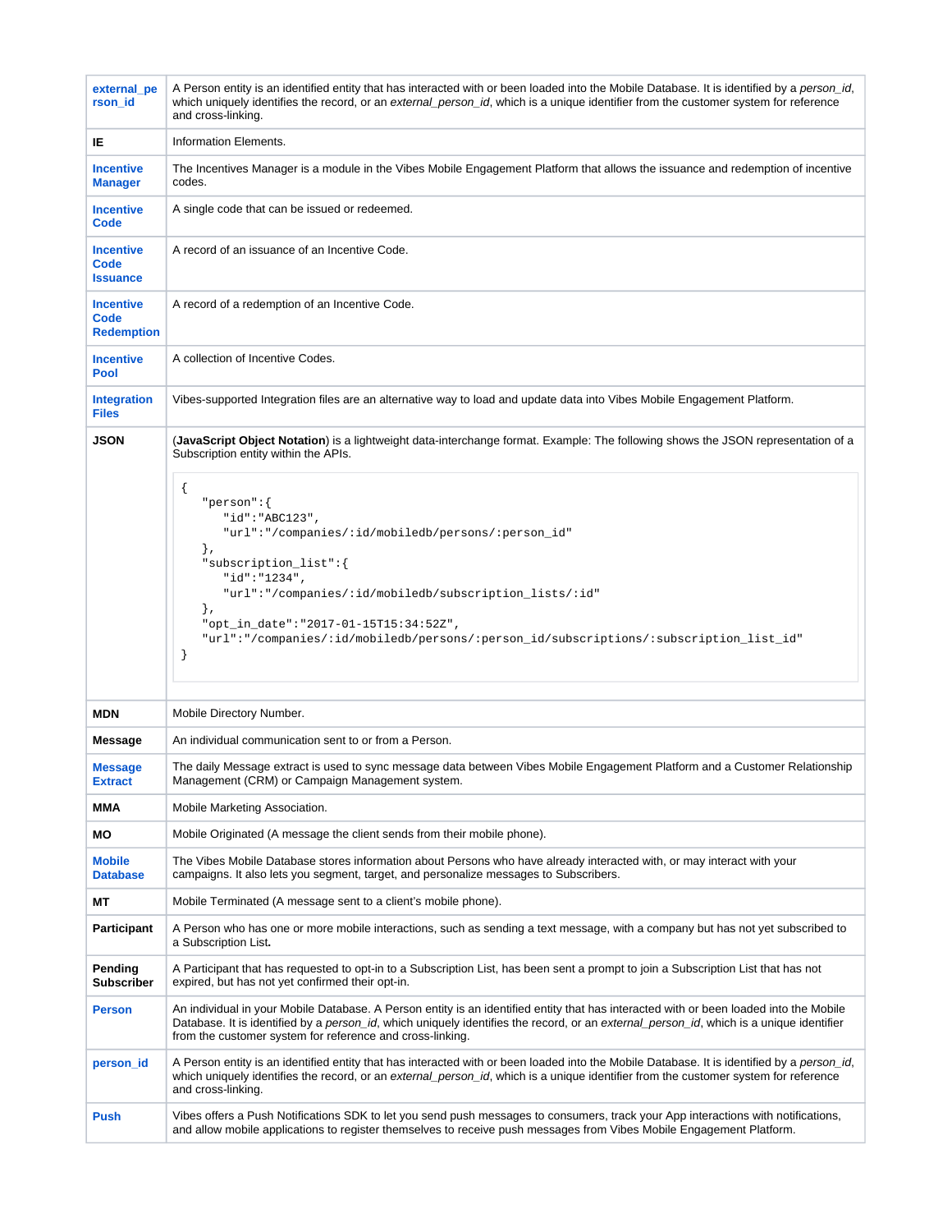| | |
|---|---|
| **external_person_id** | A Person entity is an identified entity that has interacted with or been loaded into the Mobile Database. It is identified by a *person_id*, which uniquely identifies the record, or an *external_person_id*, which is a unique identifier from the customer system for reference and cross-linking. |
| **IE** | Information Elements. |
| **Incentive Manager** | The Incentives Manager is a module in the Vibes Mobile Engagement Platform that allows the issuance and redemption of incentive codes. |
| **Incentive Code** | A single code that can be issued or redeemed. |
| **Incentive Code Issuance** | A record of an issuance of an Incentive Code. |
| **Incentive Code Redemption** | A record of a redemption of an Incentive Code. |
| **Incentive Pool** | A collection of Incentive Codes. |
| **Integration Files** | Vibes-supported Integration files are an alternative way to load and update data into Vibes Mobile Engagement Platform. |
| **JSON** | (**JavaScript Object Notation**) is a lightweight data-interchange format. Example: The following shows the JSON representation of a Subscription entity within the APIs. `{ "person":{ "id":"ABC123", "url":"/companies/:id/mobiledb/persons/:person_id" }, "subscription_list":{ "id":"1234", "url":"/companies/:id/mobiledb/subscription_lists/:id" }, "opt_in_date":"2017-01-15T15:34:52Z", "url":"/companies/:id/mobiledb/persons/:person_id/subscriptions/:subscription_list_id" }` |
| **MDN** | Mobile Directory Number. |
| **Message** | An individual communication sent to or from a Person. |
| **Message Extract** | The daily Message extract is used to sync message data between Vibes Mobile Engagement Platform and a Customer Relationship Management (CRM) or Campaign Management system. |
| **MMA** | Mobile Marketing Association. |
| **MO** | Mobile Originated (A message the client sends from their mobile phone). |
| **Mobile Database** | The Vibes Mobile Database stores information about Persons who have already interacted with, or may interact with your campaigns. It also lets you segment, target, and personalize messages to Subscribers. |
| **MT** | Mobile Terminated (A message sent to a client's mobile phone). |
| **Participant** | A Person who has one or more mobile interactions, such as sending a text message, with a company but has not yet subscribed to a Subscription List**.** |
| **Pending Subscriber** | A Participant that has requested to opt-in to a Subscription List, has been sent a prompt to join a Subscription List that has not expired, but has not yet confirmed their opt-in. |
| **Person** | An individual in your Mobile Database. A Person entity is an identified entity that has interacted with or been loaded into the Mobile Database. It is identified by a *person_id*, which uniquely identifies the record, or an *external_person_id*, which is a unique identifier from the customer system for reference and cross-linking. |
| **person_id** | A Person entity is an identified entity that has interacted with or been loaded into the Mobile Database. It is identified by a *person_id*, which uniquely identifies the record, or an *external_person_id*, which is a unique identifier from the customer system for reference and cross-linking. |
| **Push** | Vibes offers a Push Notifications SDK to let you send push messages to consumers, track your App interactions with notifications, and allow mobile applications to register themselves to receive push messages from Vibes Mobile Engagement Platform. |

JSON example (from the JSON row above):

```
{
   "person":{
      "id":"ABC123",
      "url":"/companies/:id/mobiledb/persons/:person_id"
   },
   "subscription_list":{
      "id":"1234",
      "url":"/companies/:id/mobiledb/subscription_lists/:id"
   },
   "opt_in_date":"2017-01-15T15:34:52Z",
   "url":"/companies/:id/mobiledb/persons/:person_id/subscriptions/:subscription_list_id"
}
```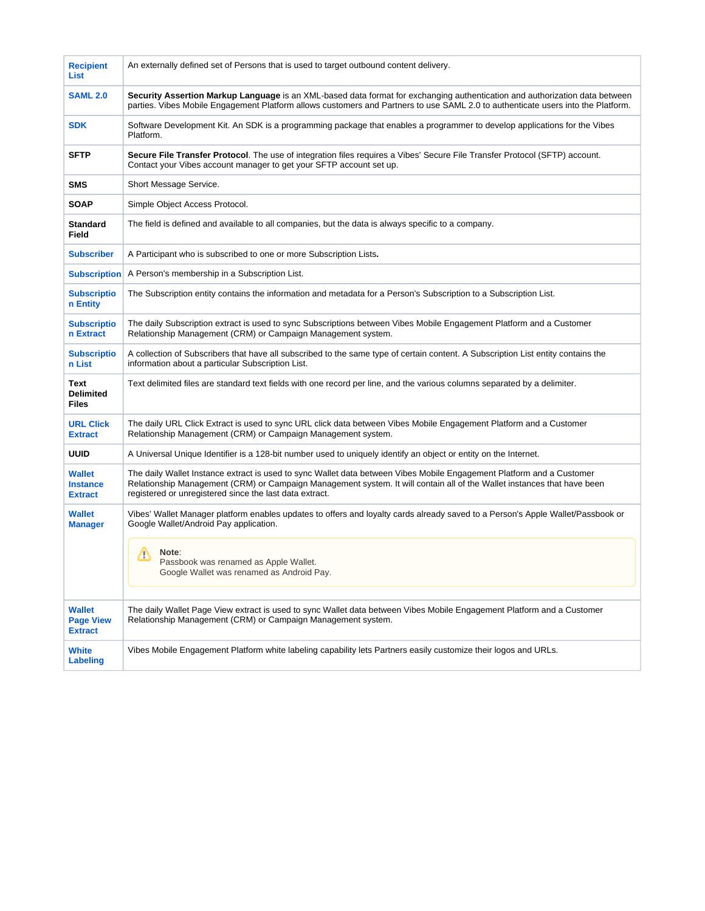| | |
|---|---|
| **Recipient List** | An externally defined set of Persons that is used to target outbound content delivery. |
| **SAML 2.0** | **Security Assertion Markup Language** is an XML-based data format for exchanging authentication and authorization data between parties. Vibes Mobile Engagement Platform allows customers and Partners to use SAML 2.0 to authenticate users into the Platform. |
| **SDK** | Software Development Kit. An SDK is a programming package that enables a programmer to develop applications for the Vibes Platform. |
| **SFTP** | **Secure File Transfer Protocol**. The use of integration files requires a Vibes' Secure File Transfer Protocol (SFTP) account. Contact your Vibes account manager to get your SFTP account set up. |
| **SMS** | Short Message Service. |
| **SOAP** | Simple Object Access Protocol. |
| **Standard Field** | The field is defined and available to all companies, but the data is always specific to a company. |
| **Subscriber** | A Participant who is subscribed to one or more Subscription Lists**.** |
| **Subscription** | A Person's membership in a Subscription List. |
| **Subscription Entity** | The Subscription entity contains the information and metadata for a Person's Subscription to a Subscription List. |
| **Subscription Extract** | The daily Subscription extract is used to sync Subscriptions between Vibes Mobile Engagement Platform and a Customer Relationship Management (CRM) or Campaign Management system. |
| **Subscription List** | A collection of Subscribers that have all subscribed to the same type of certain content. A Subscription List entity contains the information about a particular Subscription List. |
| **Text Delimited Files** | Text delimited files are standard text fields with one record per line, and the various columns separated by a delimiter. |
| **URL Click Extract** | The daily URL Click Extract is used to sync URL click data between Vibes Mobile Engagement Platform and a Customer Relationship Management (CRM) or Campaign Management system. |
| **UUID** | A Universal Unique Identifier is a 128-bit number used to uniquely identify an object or entity on the Internet. |
| **Wallet Instance Extract** | The daily Wallet Instance extract is used to sync Wallet data between Vibes Mobile Engagement Platform and a Customer Relationship Management (CRM) or Campaign Management system. It will contain all of the Wallet instances that have been registered or unregistered since the last data extract. |
| **Wallet Manager** | Vibes' Wallet Manager platform enables updates to offers and loyalty cards already saved to a Person's Apple Wallet/Passbook or Google Wallet/Android Pay application.<br><br>**Note**:<br>Passbook was renamed as Apple Wallet.<br>Google Wallet was renamed as Android Pay. |
| **Wallet Page View Extract** | The daily Wallet Page View extract is used to sync Wallet data between Vibes Mobile Engagement Platform and a Customer Relationship Management (CRM) or Campaign Management system. |
| **White Labeling** | Vibes Mobile Engagement Platform white labeling capability lets Partners easily customize their logos and URLs. |